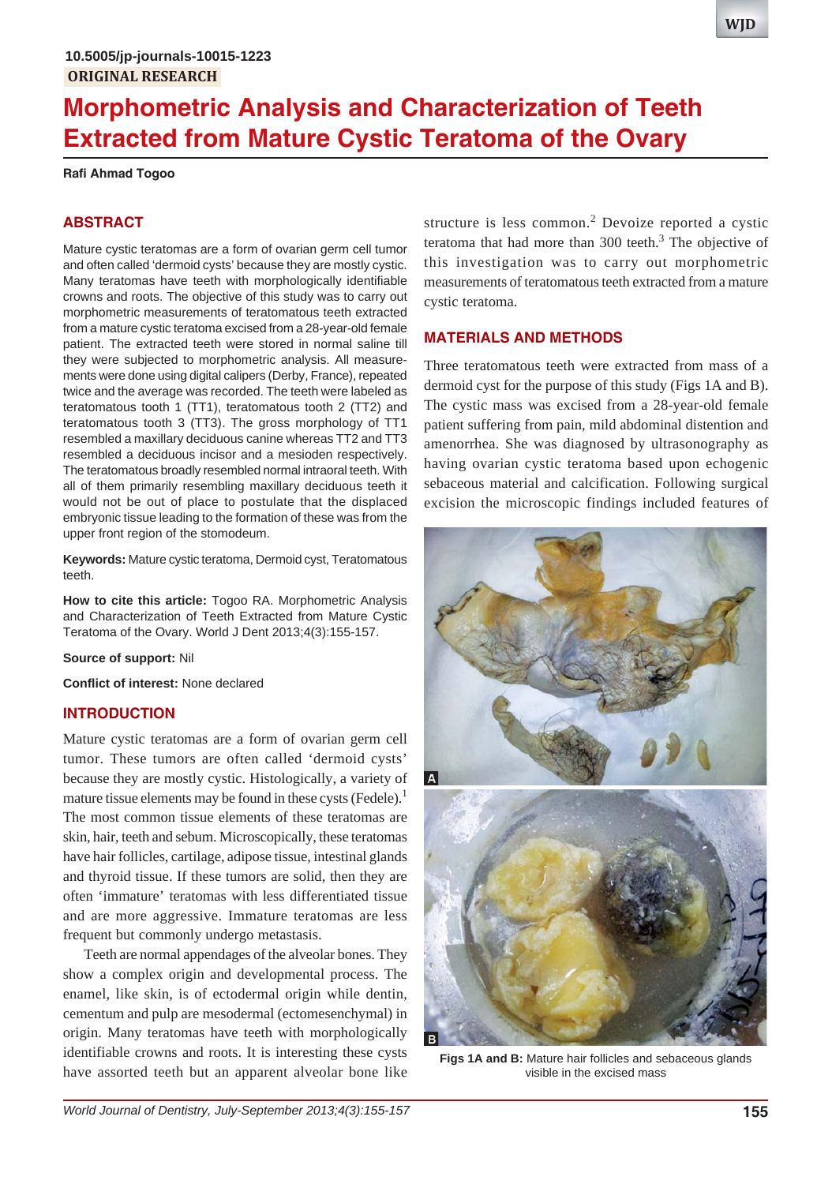10.5005/jp-journals-10015-1223

ORIGINAL RESEARCH

# Morphometric Analysis and Characterization of Teeth Extracted from Mature Cystic Teratoma of the Ovary

**Rafi Ahmad Togoo**

## ABSTRACT

Mature cystic teratomas are a form of ovarian germ cell tumor and often called 'dermoid cysts' because they are mostly cystic. Many teratomas have teeth with morphologically identifiable crowns and roots. The objective of this study was to carry out morphometric measurements of teratomatous teeth extracted from a mature cystic teratoma excised from a 28-year-old female patient. The extracted teeth were stored in normal saline till they were subjected to morphometric analysis. All measurements were done using digital calipers (Derby, France), repeated twice and the average was recorded. The teeth were labeled as teratomatous tooth 1 (TT1), teratomatous tooth 2 (TT2) and teratomatous tooth 3 (TT3). The gross morphology of TT1 resembled a maxillary deciduous canine whereas TT2 and TT3 resembled a deciduous incisor and a mesioden respectively. The teratomatous broadly resembled normal intraoral teeth. With all of them primarily resembling maxillary deciduous teeth it would not be out of place to postulate that the displaced embryonic tissue leading to the formation of these was from the upper front region of the stomodeum.

**Keywords:** Mature cystic teratoma, Dermoid cyst, Teratomatous teeth.

**How to cite this article:** Togoo RA. Morphometric Analysis and Characterization of Teeth Extracted from Mature Cystic Teratoma of the Ovary. World J Dent 2013;4(3):155-157.

**Source of support:** Nil

**Conflict of interest:** None declared

## INTRODUCTION

Mature cystic teratomas are a form of ovarian germ cell tumor. These tumors are often called 'dermoid cysts' because they are mostly cystic. Histologically, a variety of mature tissue elements may be found in these cysts (Fedele).[1] The most common tissue elements of these teratomas are skin, hair, teeth and sebum. Microscopically, these teratomas have hair follicles, cartilage, adipose tissue, intestinal glands and thyroid tissue. If these tumors are solid, then they are often 'immature' teratomas with less differentiated tissue and are more aggressive. Immature teratomas are less frequent but commonly undergo metastasis.

Teeth are normal appendages of the alveolar bones. They show a complex origin and developmental process. The enamel, like skin, is of ectodermal origin while dentin, cementum and pulp are mesodermal (ectomesenchymal) in origin. Many teratomas have teeth with morphologically identifiable crowns and roots. It is interesting these cysts have assorted teeth but an apparent alveolar bone like structure is less common.[2] Devoize reported a cystic teratoma that had more than 300 teeth.[3] The objective of this investigation was to carry out morphometric measurements of teratomatous teeth extracted from a mature cystic teratoma.

## MATERIALS AND METHODS

Three teratomatous teeth were extracted from mass of a dermoid cyst for the purpose of this study (Figs 1A and B). The cystic mass was excised from a 28-year-old female patient suffering from pain, mild abdominal distention and amenorrhea. She was diagnosed by ultrasonography as having ovarian cystic teratoma based upon echogenic sebaceous material and calcification. Following surgical excision the microscopic findings included features of

**Figs 1A and B:** Mature hair follicles and sebaceous glands visible in the excised mass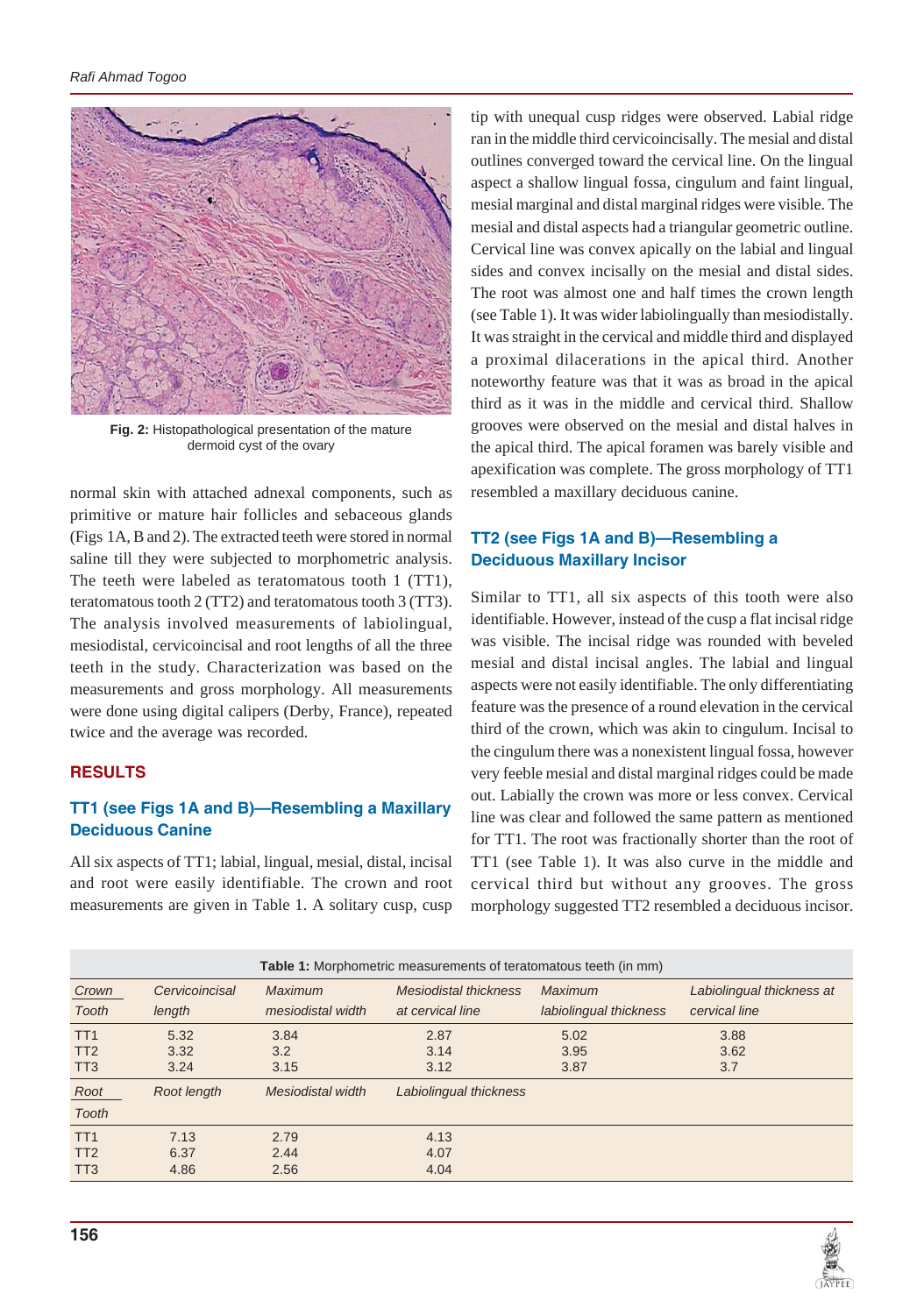**Fig. 2:** Histopathological presentation of the mature dermoid cyst of the ovary

normal skin with attached adnexal components, such as primitive or mature hair follicles and sebaceous glands (Figs 1A, B and 2). The extracted teeth were stored in normal saline till they were subjected to morphometric analysis. The teeth were labeled as teratomatous tooth 1 (TT1), teratomatous tooth 2 (TT2) and teratomatous tooth 3 (TT3). The analysis involved measurements of labiolingual, mesiodistal, cervicoincisal and root lengths of all the three teeth in the study. Characterization was based on the measurements and gross morphology. All measurements were done using digital calipers (Derby, France), repeated twice and the average was recorded.

## RESULTS

### TT1 (see Figs 1A and B)—Resembling a Maxillary Deciduous Canine

All six aspects of TT1; labial, lingual, mesial, distal, incisal and root were easily identifiable. The crown and root measurements are given in Table 1. A solitary cusp, cusp tip with unequal cusp ridges were observed. Labial ridge ran in the middle third cervicoincisally. The mesial and distal outlines converged toward the cervical line. On the lingual aspect a shallow lingual fossa, cingulum and faint lingual, mesial marginal and distal marginal ridges were visible. The mesial and distal aspects had a triangular geometric outline. Cervical line was convex apically on the labial and lingual sides and convex incisally on the mesial and distal sides. The root was almost one and half times the crown length (see Table 1). It was wider labiolingually than mesiodistally. It was straight in the cervical and middle third and displayed a proximal dilacerations in the apical third. Another noteworthy feature was that it was as broad in the apical third as it was in the middle and cervical third. Shallow grooves were observed on the mesial and distal halves in the apical third. The apical foramen was barely visible and apexification was complete. The gross morphology of TT1 resembled a maxillary deciduous canine.

### TT2 (see Figs 1A and B)—Resembling a Deciduous Maxillary Incisor

Similar to TT1, all six aspects of this tooth were also identifiable. However, instead of the cusp a flat incisal ridge was visible. The incisal ridge was rounded with beveled mesial and distal incisal angles. The labial and lingual aspects were not easily identifiable. The only differentiating feature was the presence of a round elevation in the cervical third of the crown, which was akin to cingulum. Incisal to the cingulum there was a nonexistent lingual fossa, however very feeble mesial and distal marginal ridges could be made out. Labially the crown was more or less convex. Cervical line was clear and followed the same pattern as mentioned for TT1. The root was fractionally shorter than the root of TT1 (see Table 1). It was also curve in the middle and cervical third but without any grooves. The gross morphology suggested TT2 resembled a deciduous incisor.

**Table 1:** Morphometric measurements of teratomatous teeth (in mm)

| *Crown* | | | | | |
|---|---|---|---|---|---|
| *Tooth* | *Cervicoincisal length* | *Maximum mesiodistal width* | *Mesiodistal thickness at cervical line* | *Maximum labiolingual thickness* | *Labiolingual thickness at cervical line* |
| TT1 | 5.32 | 3.84 | 2.87 | 5.02 | 3.88 |
| TT2 | 3.32 | 3.2 | 3.14 | 3.95 | 3.62 |
| TT3 | 3.24 | 3.15 | 3.12 | 3.87 | 3.7 |
| *Root* | | | | | |
| *Tooth* | *Root length* | *Mesiodistal width* | *Labiolingual thickness* | | |
| TT1 | 7.13 | 2.79 | 4.13 | | |
| TT2 | 6.37 | 2.44 | 4.07 | | |
| TT3 | 4.86 | 2.56 | 4.04 | | |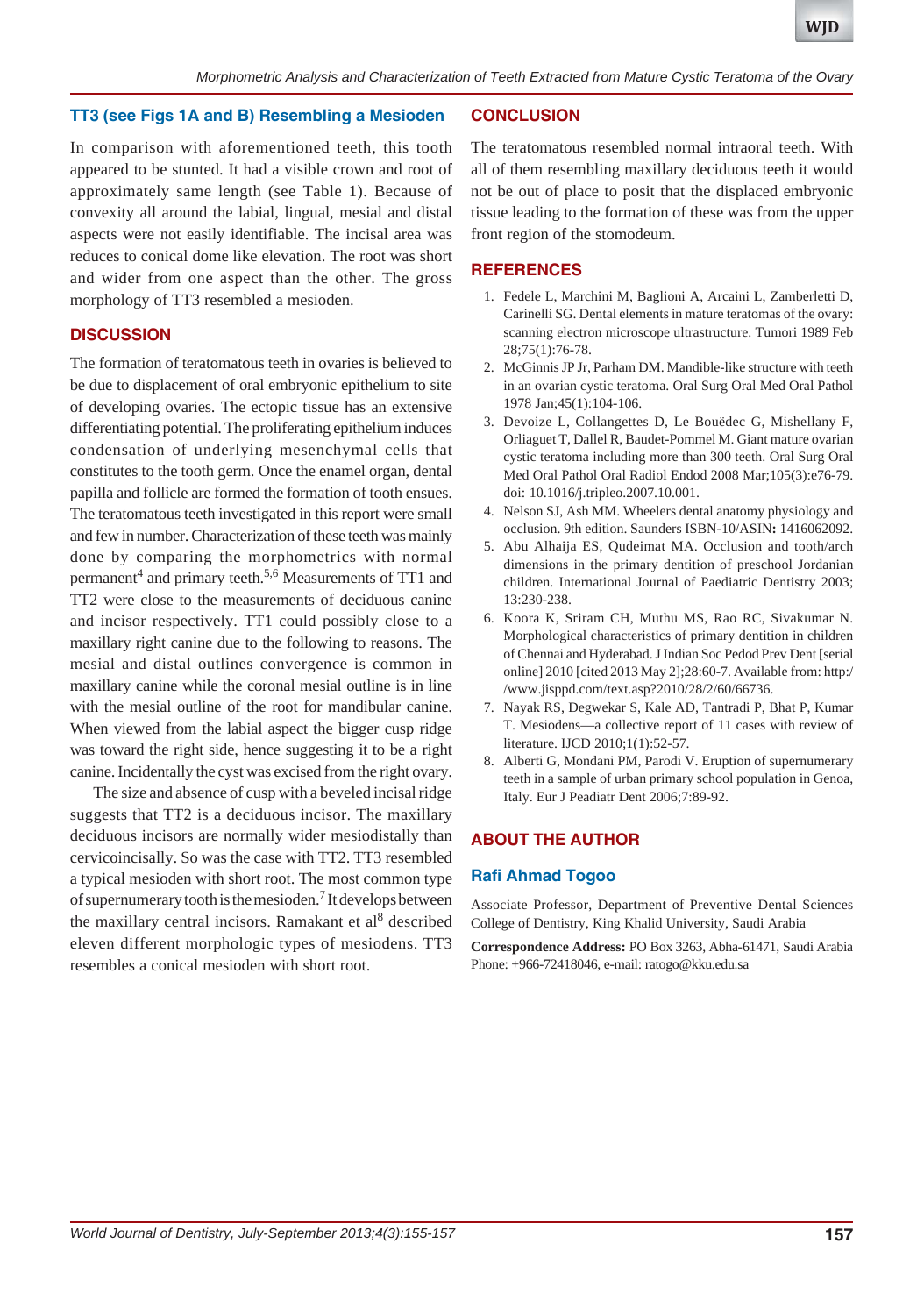### TT3 (see Figs 1A and B) Resembling a Mesioden

In comparison with aforementioned teeth, this tooth appeared to be stunted. It had a visible crown and root of approximately same length (see Table 1). Because of convexity all around the labial, lingual, mesial and distal aspects were not easily identifiable. The incisal area was reduces to conical dome like elevation. The root was short and wider from one aspect than the other. The gross morphology of TT3 resembled a mesioden.

## DISCUSSION

The formation of teratomatous teeth in ovaries is believed to be due to displacement of oral embryonic epithelium to site of developing ovaries. The ectopic tissue has an extensive differentiating potential. The proliferating epithelium induces condensation of underlying mesenchymal cells that constitutes to the tooth germ. Once the enamel organ, dental papilla and follicle are formed the formation of tooth ensues. The teratomatous teeth investigated in this report were small and few in number. Characterization of these teeth was mainly done by comparing the morphometrics with normal permanent[4] and primary teeth.[5,6] Measurements of TT1 and TT2 were close to the measurements of deciduous canine and incisor respectively. TT1 could possibly close to a maxillary right canine due to the following to reasons. The mesial and distal outlines convergence is common in maxillary canine while the coronal mesial outline is in line with the mesial outline of the root for mandibular canine. When viewed from the labial aspect the bigger cusp ridge was toward the right side, hence suggesting it to be a right canine. Incidentally the cyst was excised from the right ovary.

The size and absence of cusp with a beveled incisal ridge suggests that TT2 is a deciduous incisor. The maxillary deciduous incisors are normally wider mesiodistally than cervicoincisally. So was the case with TT2. TT3 resembled a typical mesioden with short root. The most common type of supernumerary tooth is the mesioden.[7] It develops between the maxillary central incisors. Ramakant et al[8] described eleven different morphologic types of mesiodens. TT3 resembles a conical mesioden with short root.

## CONCLUSION

The teratomatous resembled normal intraoral teeth. With all of them resembling maxillary deciduous teeth it would not be out of place to posit that the displaced embryonic tissue leading to the formation of these was from the upper front region of the stomodeum.

## REFERENCES

1. Fedele L, Marchini M, Baglioni A, Arcaini L, Zamberletti D, Carinelli SG. Dental elements in mature teratomas of the ovary: scanning electron microscope ultrastructure. Tumori 1989 Feb 28;75(1):76-78.
2. McGinnis JP Jr, Parham DM. Mandible-like structure with teeth in an ovarian cystic teratoma. Oral Surg Oral Med Oral Pathol 1978 Jan;45(1):104-106.
3. Devoize L, Collangettes D, Le Bouëdec G, Mishellany F, Orliaguet T, Dallel R, Baudet-Pommel M. Giant mature ovarian cystic teratoma including more than 300 teeth. Oral Surg Oral Med Oral Pathol Oral Radiol Endod 2008 Mar;105(3):e76-79. doi: 10.1016/j.tripleo.2007.10.001.
4. Nelson SJ, Ash MM. Wheelers dental anatomy physiology and occlusion. 9th edition. Saunders ISBN-10/ASIN**:** 1416062092.
5. Abu Alhaija ES, Qudeimat MA. Occlusion and tooth/arch dimensions in the primary dentition of preschool Jordanian children. International Journal of Paediatric Dentistry 2003; 13:230-238.
6. Koora K, Sriram CH, Muthu MS, Rao RC, Sivakumar N. Morphological characteristics of primary dentition in children of Chennai and Hyderabad. J Indian Soc Pedod Prev Dent [serial online] 2010 [cited 2013 May 2];28:60-7. Available from: http://www.jisppd.com/text.asp?2010/28/2/60/66736.
7. Nayak RS, Degwekar S, Kale AD, Tantradi P, Bhat P, Kumar T. Mesiodens—a collective report of 11 cases with review of literature. IJCD 2010;1(1):52-57.
8. Alberti G, Mondani PM, Parodi V. Eruption of supernumerary teeth in a sample of urban primary school population in Genoa, Italy. Eur J Peadiatr Dent 2006;7:89-92.

## ABOUT THE AUTHOR

### Rafi Ahmad Togoo

Associate Professor, Department of Preventive Dental Sciences College of Dentistry, King Khalid University, Saudi Arabia

**Correspondence Address:** PO Box 3263, Abha-61471, Saudi Arabia Phone: +966-72418046, e-mail: ratogo@kku.edu.sa